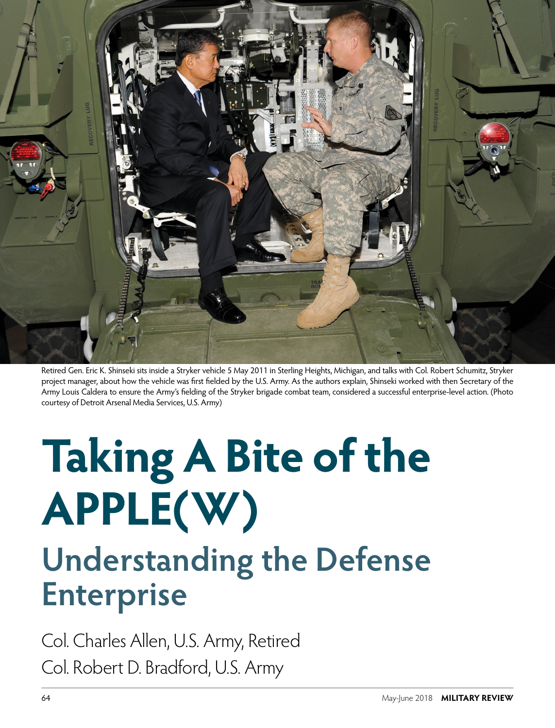Retired Gen. Eric K. Shinseki sits inside a Stryker vehicle 5 May 2011 in Sterling Heights, Michigan, and talks with Col. Robert Schumitz, Stryker project manager, about how the vehicle was first fielded by the U.S. Army. As the authors explain, Shinseki worked with then Secretary of the Army Louis Caldera to ensure the Army's fielding of the Stryker brigade combat team, considered a successful enterprise-level action. (Photo courtesy of Detroit Arsenal Media Services, U.S. Army)

# Taking A Bite of the APPLE(W)

## Understanding the Defense Enterprise

Col. Charles Allen, U.S. Army, Retired

Col. Robert D. Bradford, U.S. Army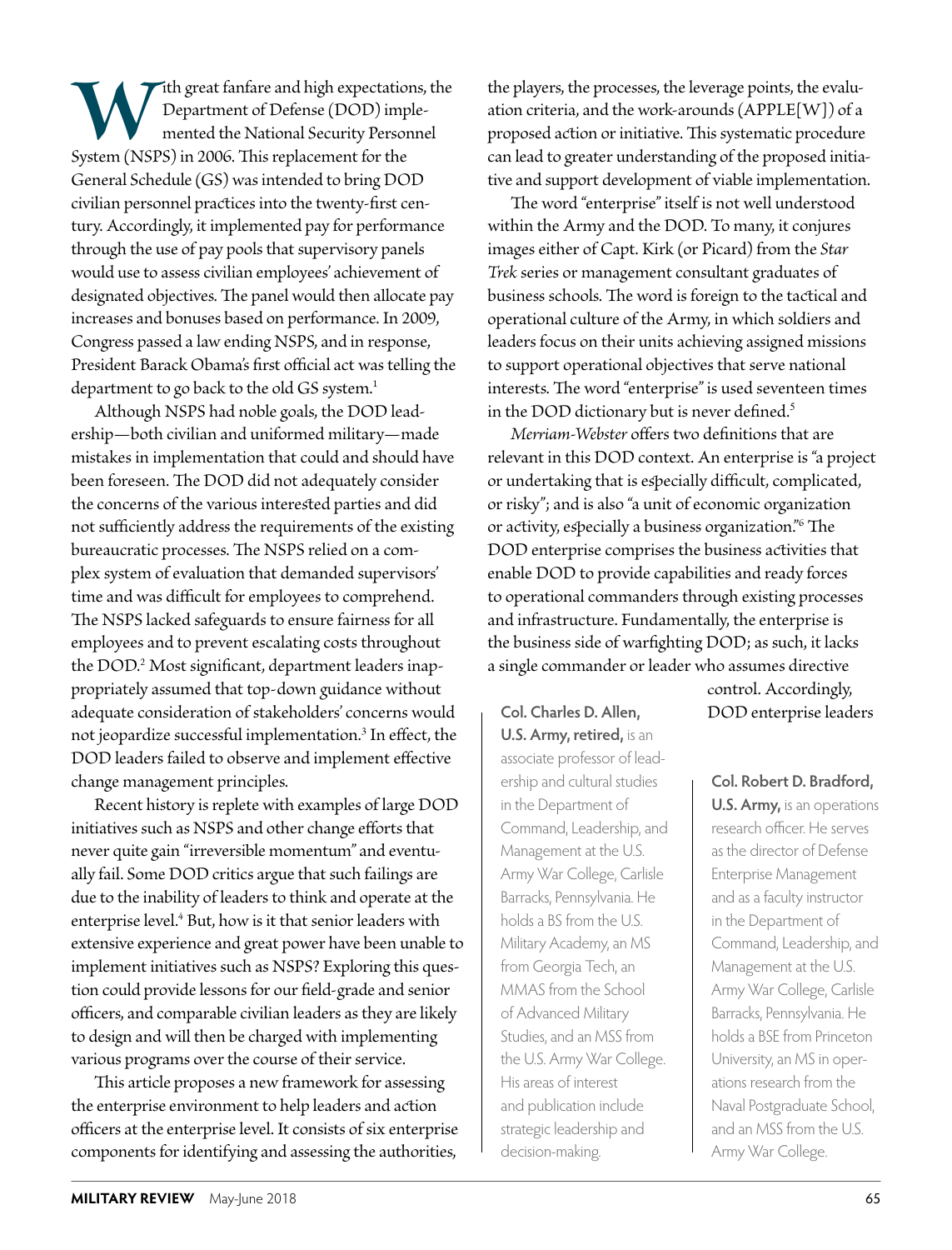With great fanfare and high expectations, the Department of Defense (DOD) implemented the National Security Personnel System (NSPS) in 2006. This replacement for the General Schedule (GS) was intended to bring DOD civilian personnel practices into the twenty-first century. Accordingly, it implemented pay for performance through the use of pay pools that supervisory panels would use to assess civilian employees' achievement of designated objectives. The panel would then allocate pay increases and bonuses based on performance. In 2009, Congress passed a law ending NSPS, and in response, President Barack Obama's first official act was telling the department to go back to the old GS system.[1]

Although NSPS had noble goals, the DOD leadership—both civilian and uniformed military—made mistakes in implementation that could and should have been foreseen. The DOD did not adequately consider the concerns of the various interested parties and did not sufficiently address the requirements of the existing bureaucratic processes. The NSPS relied on a complex system of evaluation that demanded supervisors' time and was difficult for employees to comprehend. The NSPS lacked safeguards to ensure fairness for all employees and to prevent escalating costs throughout the DOD.[2] Most significant, department leaders inappropriately assumed that top-down guidance without adequate consideration of stakeholders' concerns would not jeopardize successful implementation.[3] In effect, the DOD leaders failed to observe and implement effective change management principles.

Recent history is replete with examples of large DOD initiatives such as NSPS and other change efforts that never quite gain "irreversible momentum" and eventually fail. Some DOD critics argue that such failings are due to the inability of leaders to think and operate at the enterprise level.[4] But, how is it that senior leaders with extensive experience and great power have been unable to implement initiatives such as NSPS? Exploring this question could provide lessons for our field-grade and senior officers, and comparable civilian leaders as they are likely to design and will then be charged with implementing various programs over the course of their service.

This article proposes a new framework for assessing the enterprise environment to help leaders and action officers at the enterprise level. It consists of six enterprise components for identifying and assessing the authorities, the players, the processes, the leverage points, the evaluation criteria, and the work-arounds (APPLE[W]) of a proposed action or initiative. This systematic procedure can lead to greater understanding of the proposed initiative and support development of viable implementation.

The word "enterprise" itself is not well understood within the Army and the DOD. To many, it conjures images either of Capt. Kirk (or Picard) from the *Star Trek* series or management consultant graduates of business schools. The word is foreign to the tactical and operational culture of the Army, in which soldiers and leaders focus on their units achieving assigned missions to support operational objectives that serve national interests. The word "enterprise" is used seventeen times in the DOD dictionary but is never defined.[5]

*Merriam-Webster* offers two definitions that are relevant in this DOD context. An enterprise is "a project or undertaking that is especially difficult, complicated, or risky"; and is also "a unit of economic organization or activity, especially a business organization."[6] The DOD enterprise comprises the business activities that enable DOD to provide capabilities and ready forces to operational commanders through existing processes and infrastructure. Fundamentally, the enterprise is the business side of warfighting DOD; as such, it lacks a single commander or leader who assumes directive control. Accordingly, DOD enterprise leaders

**Col. Charles D. Allen, U.S. Army, retired,** is an associate professor of leadership and cultural studies in the Department of Command, Leadership, and Management at the U.S. Army War College, Carlisle Barracks, Pennsylvania. He holds a BS from the U.S. Military Academy, an MS from Georgia Tech, an MMAS from the School of Advanced Military Studies, and an MSS from the U.S. Army War College. His areas of interest and publication include strategic leadership and decision-making.

**Col. Robert D. Bradford, U.S. Army,** is an operations research officer. He serves as the director of Defense Enterprise Management and as a faculty instructor in the Department of Command, Leadership, and Management at the U.S. Army War College, Carlisle Barracks, Pennsylvania. He holds a BSE from Princeton University, an MS in operations research from the Naval Postgraduate School, and an MSS from the U.S. Army War College.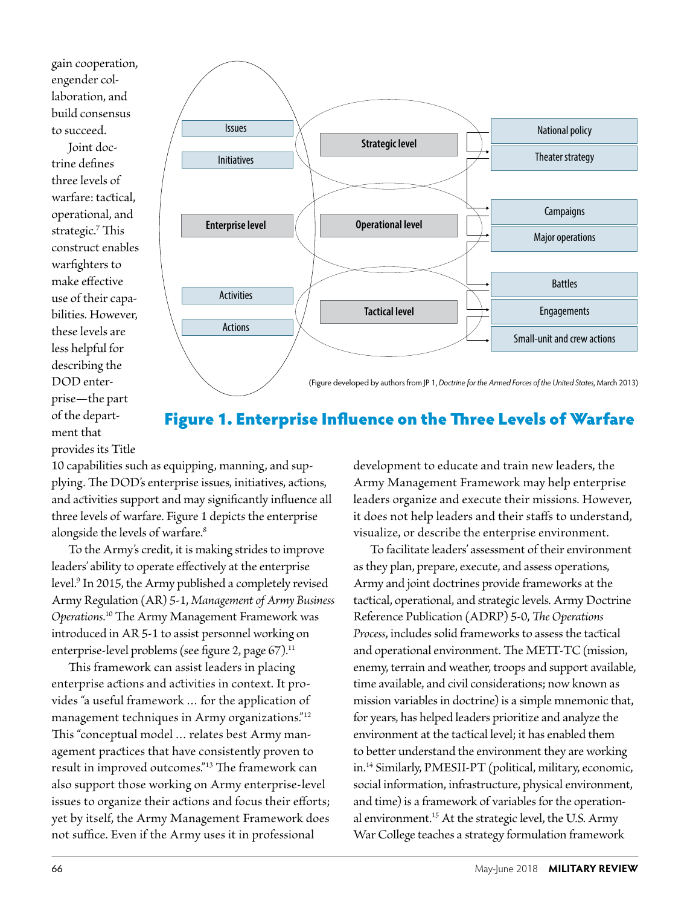gain cooperation, engender collaboration, and build consensus to succeed.

Joint doctrine defines three levels of warfare: tactical, operational, and strategic.[7] This construct enables warfighters to make effective use of their capabilities. However, these levels are less helpful for describing the DOD enterprise—the part of the department that provides its Title 10 capabilities such as equipping, manning, and supplying. The DOD's enterprise issues, initiatives, actions, and activities support and may significantly influence all three levels of warfare. Figure 1 depicts the enterprise alongside the levels of warfare.[8]

Issues
Initiatives
Enterprise level
Activities
Actions

Strategic level → National policy, Theater strategy
Operational level → Campaigns, Major operations
Tactical level → Battles, Engagements, Small-unit and crew actions

(Figure developed by authors from JP 1, *Doctrine for the Armed Forces of the United States*, March 2013)

## Figure 1. Enterprise Influence on the Three Levels of Warfare

To the Army's credit, it is making strides to improve leaders' ability to operate effectively at the enterprise level.[9] In 2015, the Army published a completely revised Army Regulation (AR) 5-1, *Management of Army Business Operations*.[10] The Army Management Framework was introduced in AR 5-1 to assist personnel working on enterprise-level problems (see figure 2, page 67).[11]

This framework can assist leaders in placing enterprise actions and activities in context. It provides "a useful framework … for the application of management techniques in Army organizations."[12] This "conceptual model … relates best Army management practices that have consistently proven to result in improved outcomes."[13] The framework can also support those working on Army enterprise-level issues to organize their actions and focus their efforts; yet by itself, the Army Management Framework does not suffice. Even if the Army uses it in professional development to educate and train new leaders, the Army Management Framework may help enterprise leaders organize and execute their missions. However, it does not help leaders and their staffs to understand, visualize, or describe the enterprise environment.

To facilitate leaders' assessment of their environment as they plan, prepare, execute, and assess operations, Army and joint doctrines provide frameworks at the tactical, operational, and strategic levels. Army Doctrine Reference Publication (ADRP) 5-0, *The Operations Process*, includes solid frameworks to assess the tactical and operational environment. The METT-TC (mission, enemy, terrain and weather, troops and support available, time available, and civil considerations; now known as mission variables in doctrine) is a simple mnemonic that, for years, has helped leaders prioritize and analyze the environment at the tactical level; it has enabled them to better understand the environment they are working in.[14] Similarly, PMESII-PT (political, military, economic, social information, infrastructure, physical environment, and time) is a framework of variables for the operational environment.[15] At the strategic level, the U.S. Army War College teaches a strategy formulation framework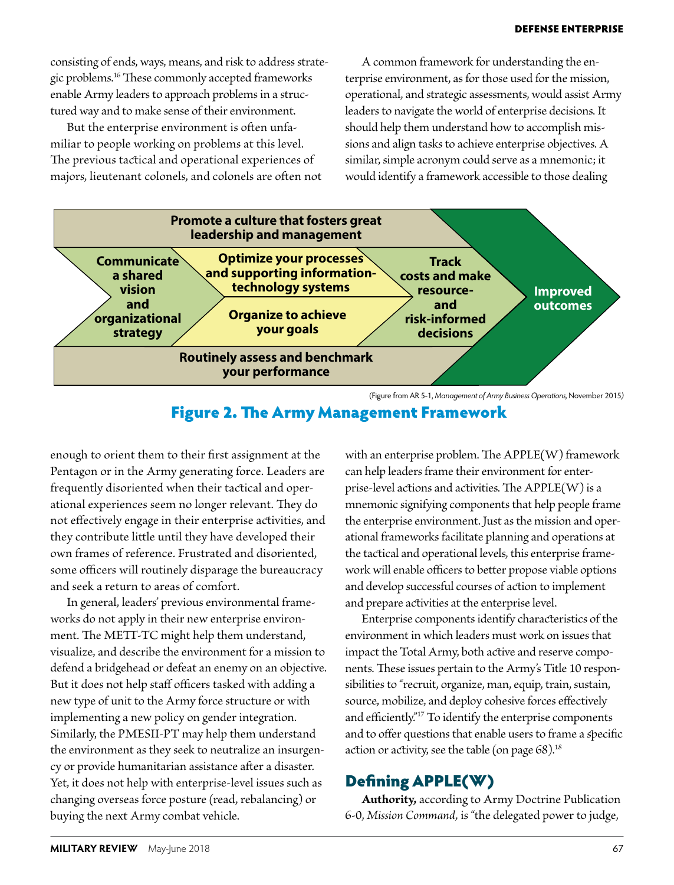consisting of ends, ways, means, and risk to address strategic problems.[16] These commonly accepted frameworks enable Army leaders to approach problems in a structured way and to make sense of their environment.

But the enterprise environment is often unfamiliar to people working on problems at this level. The previous tactical and operational experiences of majors, lieutenant colonels, and colonels are often not enough to orient them to their first assignment at the Pentagon or in the Army generating force. Leaders are frequently disoriented when their tactical and operational experiences seem no longer relevant. They do not effectively engage in their enterprise activities, and they contribute little until they have developed their own frames of reference. Frustrated and disoriented, some officers will routinely disparage the bureaucracy and seek a return to areas of comfort.

In general, leaders' previous environmental frameworks do not apply in their new enterprise environment. The METT-TC might help them understand, visualize, and describe the environment for a mission to defend a bridgehead or defeat an enemy on an objective. But it does not help staff officers tasked with adding a new type of unit to the Army force structure or with implementing a new policy on gender integration. Similarly, the PMESII-PT may help them understand the environment as they seek to neutralize an insurgency or provide humanitarian assistance after a disaster. Yet, it does not help with enterprise-level issues such as changing overseas force posture (read, rebalancing) or buying the next Army combat vehicle.

A common framework for understanding the enterprise environment, as for those used for the mission, operational, and strategic assessments, would assist Army leaders to navigate the world of enterprise decisions. It should help them understand how to accomplish missions and align tasks to achieve enterprise objectives. A similar, simple acronym could serve as a mnemonic; it would identify a framework accessible to those dealing with an enterprise problem. The APPLE(W) framework can help leaders frame their environment for enterprise-level actions and activities. The APPLE(W) is a mnemonic signifying components that help people frame the enterprise environment. Just as the mission and operational frameworks facilitate planning and operations at the tactical and operational levels, this enterprise framework will enable officers to better propose viable options and develop successful courses of action to implement and prepare activities at the enterprise level.

Enterprise components identify characteristics of the environment in which leaders must work on issues that impact the Total Army, both active and reserve components. These issues pertain to the Army's Title 10 responsibilities to "recruit, organize, man, equip, train, sustain, source, mobilize, and deploy cohesive forces effectively and efficiently."[17] To identify the enterprise components and to offer questions that enable users to frame a specific action or activity, see the table (on page 68).[18]

Promote a culture that fosters great leadership and management

Communicate a shared vision and organizational strategy → Optimize your processes and supporting information-technology systems / Organize to achieve your goals → Track costs and make resource- and risk-informed decisions → Improved outcomes

Routinely assess and benchmark your performance

(Figure from AR 5-1, *Management of Army Business Operations,* November 2015)

**Figure 2. The Army Management Framework**

## Defining APPLE(W)

**Authority,** according to Army Doctrine Publication 6-0, *Mission Command,* is "the delegated power to judge,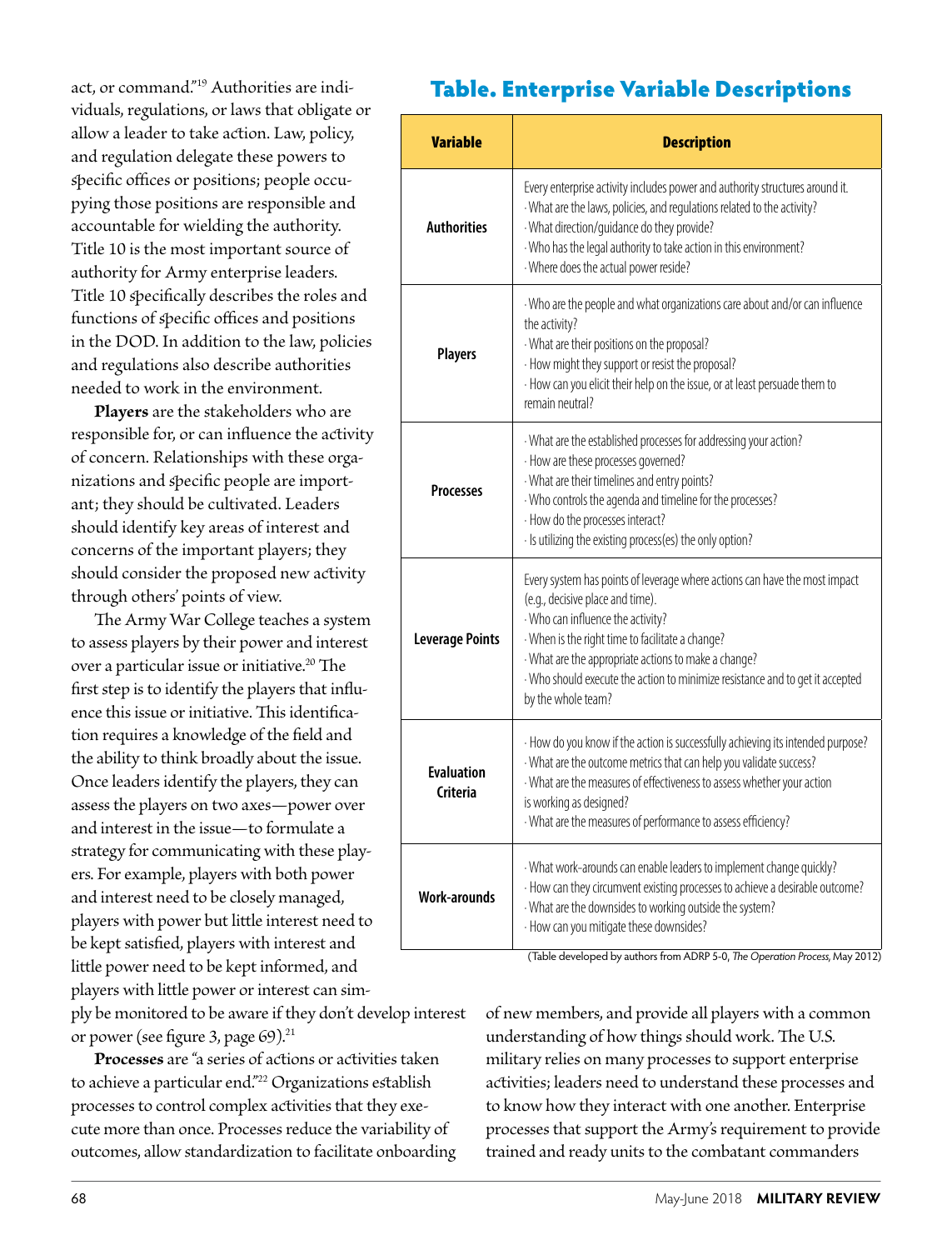act, or command."[19] Authorities are individuals, regulations, or laws that obligate or allow a leader to take action. Law, policy, and regulation delegate these powers to specific offices or positions; people occupying those positions are responsible and accountable for wielding the authority. Title 10 is the most important source of authority for Army enterprise leaders. Title 10 specifically describes the roles and functions of specific offices and positions in the DOD. In addition to the law, policies and regulations also describe authorities needed to work in the environment.

**Players** are the stakeholders who are responsible for, or can influence the activity of concern. Relationships with these organizations and specific people are important; they should be cultivated. Leaders should identify key areas of interest and concerns of the important players; they should consider the proposed new activity through others' points of view.

The Army War College teaches a system to assess players by their power and interest over a particular issue or initiative.[20] The first step is to identify the players that influence this issue or initiative. This identification requires a knowledge of the field and the ability to think broadly about the issue. Once leaders identify the players, they can assess the players on two axes—power over and interest in the issue—to formulate a strategy for communicating with these players. For example, players with both power and interest need to be closely managed, players with power but little interest need to be kept satisfied, players with interest and little power need to be kept informed, and players with little power or interest can simply be monitored to be aware if they don't develop interest or power (see figure 3, page 69).[21]

**Processes** are "a series of actions or activities taken to achieve a particular end."[22] Organizations establish processes to control complex activities that they execute more than once. Processes reduce the variability of outcomes, allow standardization to facilitate onboarding of new members, and provide all players with a common understanding of how things should work. The U.S. military relies on many processes to support enterprise activities; leaders need to understand these processes and to know how they interact with one another. Enterprise processes that support the Army's requirement to provide trained and ready units to the combatant commanders

## Table. Enterprise Variable Descriptions

| Variable | Description |
| --- | --- |
| **Authorities** | Every enterprise activity includes power and authority structures around it.<br>· What are the laws, policies, and regulations related to the activity?<br>· What direction/guidance do they provide?<br>· Who has the legal authority to take action in this environment?<br>· Where does the actual power reside? |
| **Players** | · Who are the people and what organizations care about and/or can influence the activity?<br>· What are their positions on the proposal?<br>· How might they support or resist the proposal?<br>· How can you elicit their help on the issue, or at least persuade them to remain neutral? |
| **Processes** | · What are the established processes for addressing your action?<br>· How are these processes governed?<br>· What are their timelines and entry points?<br>· Who controls the agenda and timeline for the processes?<br>· How do the processes interact?<br>· Is utilizing the existing process(es) the only option? |
| **Leverage Points** | Every system has points of leverage where actions can have the most impact (e.g., decisive place and time).<br>· Who can influence the activity?<br>· When is the right time to facilitate a change?<br>· What are the appropriate actions to make a change?<br>· Who should execute the action to minimize resistance and to get it accepted by the whole team? |
| **Evaluation Criteria** | · How do you know if the action is successfully achieving its intended purpose?<br>· What are the outcome metrics that can help you validate success?<br>· What are the measures of effectiveness to assess whether your action is working as designed?<br>· What are the measures of performance to assess efficiency? |
| **Work-arounds** | · What work-arounds can enable leaders to implement change quickly?<br>· How can they circumvent existing processes to achieve a desirable outcome?<br>· What are the downsides to working outside the system?<br>· How can you mitigate these downsides? |

(Table developed by authors from ADRP 5-0, *The Operation Process*, May 2012)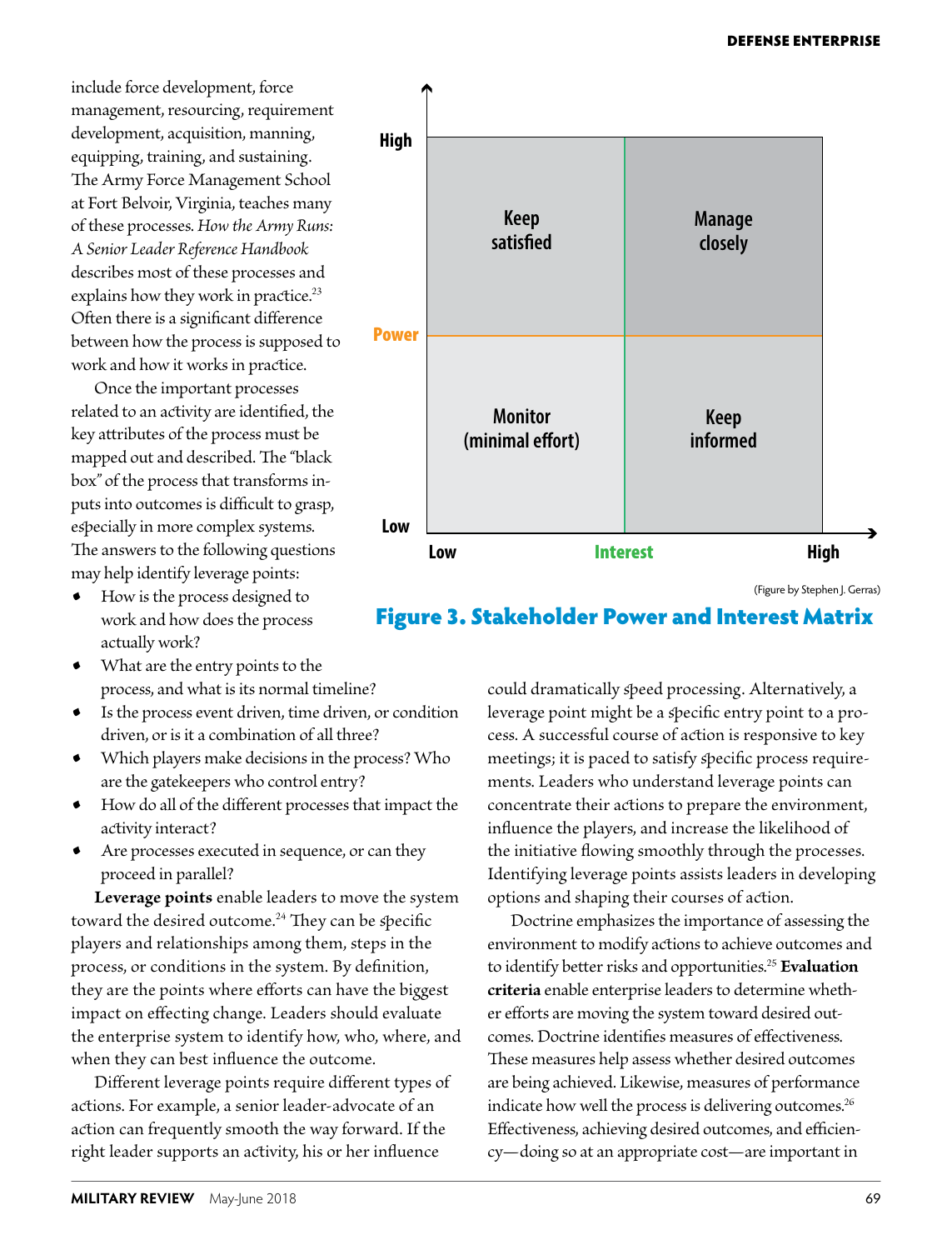include force development, force management, resourcing, requirement development, acquisition, manning, equipping, training, and sustaining. The Army Force Management School at Fort Belvoir, Virginia, teaches many of these processes. *How the Army Runs: A Senior Leader Reference Handbook* describes most of these processes and explains how they work in practice.[23] Often there is a significant difference between how the process is supposed to work and how it works in practice.

Once the important processes related to an activity are identified, the key attributes of the process must be mapped out and described. The "black box" of the process that transforms inputs into outcomes is difficult to grasp, especially in more complex systems. The answers to the following questions may help identify leverage points:

- How is the process designed to work and how does the process actually work?
- What are the entry points to the process, and what is its normal timeline?
- Is the process event driven, time driven, or condition driven, or is it a combination of all three?
- Which players make decisions in the process? Who are the gatekeepers who control entry?
- How do all of the different processes that impact the activity interact?
- Are processes executed in sequence, or can they proceed in parallel?

**Leverage points** enable leaders to move the system toward the desired outcome.[24] They can be specific players and relationships among them, steps in the process, or conditions in the system. By definition, they are the points where efforts can have the biggest impact on effecting change. Leaders should evaluate the enterprise system to identify how, who, where, and when they can best influence the outcome.

Different leverage points require different types of actions. For example, a senior leader-advocate of an action can frequently smooth the way forward. If the right leader supports an activity, his or her influence could dramatically speed processing. Alternatively, a leverage point might be a specific entry point to a process. A successful course of action is responsive to key meetings; it is paced to satisfy specific process requirements. Leaders who understand leverage points can concentrate their actions to prepare the environment, influence the players, and increase the likelihood of the initiative flowing smoothly through the processes. Identifying leverage points assists leaders in developing options and shaping their courses of action.

Doctrine emphasizes the importance of assessing the environment to modify actions to achieve outcomes and to identify better risks and opportunities.[25] **Evaluation criteria** enable enterprise leaders to determine whether efforts are moving the system toward desired outcomes. Doctrine identifies measures of effectiveness. These measures help assess whether desired outcomes are being achieved. Likewise, measures of performance indicate how well the process is delivering outcomes.[26] Effectiveness, achieving desired outcomes, and efficiency—doing so at an appropriate cost—are important in

| Power \ Interest | Low | High |
|---|---|---|
| High | Keep satisfied | Manage closely |
| Low | Monitor (minimal effort) | Keep informed |

(Figure by Stephen J. Gerras)

**Figure 3. Stakeholder Power and Interest Matrix**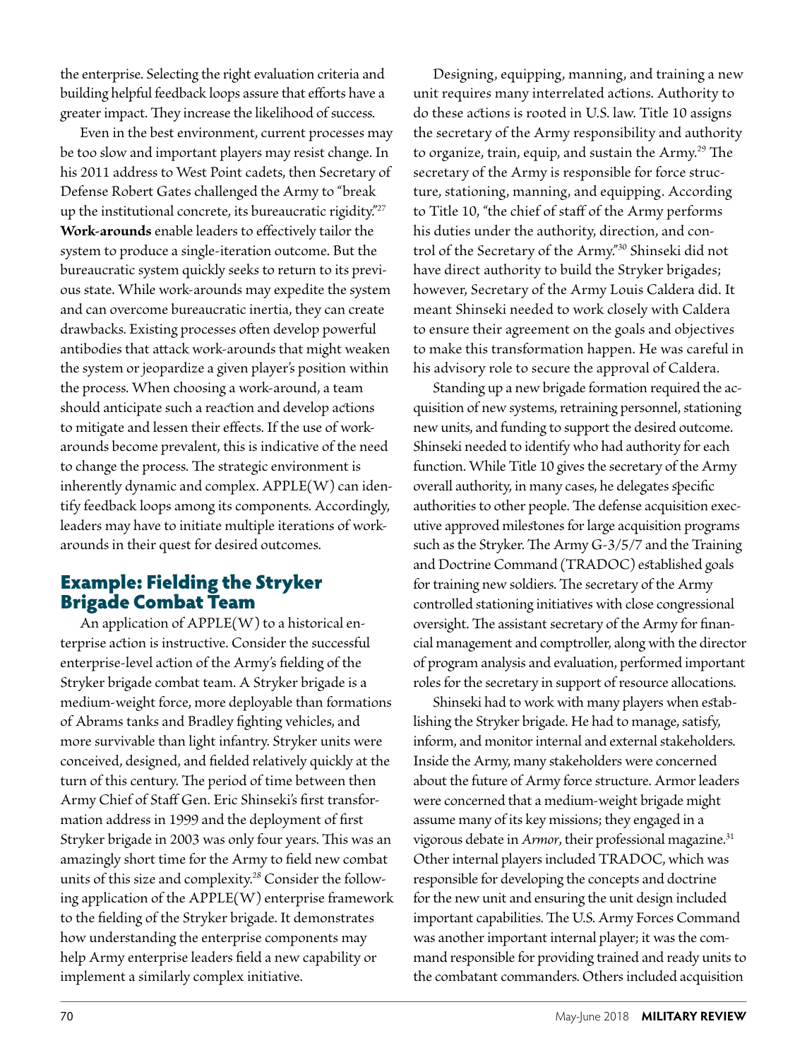the enterprise. Selecting the right evaluation criteria and building helpful feedback loops assure that efforts have a greater impact. They increase the likelihood of success.

Even in the best environment, current processes may be too slow and important players may resist change. In his 2011 address to West Point cadets, then Secretary of Defense Robert Gates challenged the Army to "break up the institutional concrete, its bureaucratic rigidity."[27] **Work-arounds** enable leaders to effectively tailor the system to produce a single-iteration outcome. But the bureaucratic system quickly seeks to return to its previous state. While work-arounds may expedite the system and can overcome bureaucratic inertia, they can create drawbacks. Existing processes often develop powerful antibodies that attack work-arounds that might weaken the system or jeopardize a given player's position within the process. When choosing a work-around, a team should anticipate such a reaction and develop actions to mitigate and lessen their effects. If the use of work-arounds become prevalent, this is indicative of the need to change the process. The strategic environment is inherently dynamic and complex. APPLE(W) can identify feedback loops among its components. Accordingly, leaders may have to initiate multiple iterations of work-arounds in their quest for desired outcomes.

## Example: Fielding the Stryker Brigade Combat Team

An application of APPLE(W) to a historical enterprise action is instructive. Consider the successful enterprise-level action of the Army's fielding of the Stryker brigade combat team. A Stryker brigade is a medium-weight force, more deployable than formations of Abrams tanks and Bradley fighting vehicles, and more survivable than light infantry. Stryker units were conceived, designed, and fielded relatively quickly at the turn of this century. The period of time between then Army Chief of Staff Gen. Eric Shinseki's first transformation address in 1999 and the deployment of first Stryker brigade in 2003 was only four years. This was an amazingly short time for the Army to field new combat units of this size and complexity.[28] Consider the following application of the APPLE(W) enterprise framework to the fielding of the Stryker brigade. It demonstrates how understanding the enterprise components may help Army enterprise leaders field a new capability or implement a similarly complex initiative.

Designing, equipping, manning, and training a new unit requires many interrelated actions. Authority to do these actions is rooted in U.S. law. Title 10 assigns the secretary of the Army responsibility and authority to organize, train, equip, and sustain the Army.[29] The secretary of the Army is responsible for force structure, stationing, manning, and equipping. According to Title 10, "the chief of staff of the Army performs his duties under the authority, direction, and control of the Secretary of the Army."[30] Shinseki did not have direct authority to build the Stryker brigades; however, Secretary of the Army Louis Caldera did. It meant Shinseki needed to work closely with Caldera to ensure their agreement on the goals and objectives to make this transformation happen. He was careful in his advisory role to secure the approval of Caldera.

Standing up a new brigade formation required the acquisition of new systems, retraining personnel, stationing new units, and funding to support the desired outcome. Shinseki needed to identify who had authority for each function. While Title 10 gives the secretary of the Army overall authority, in many cases, he delegates specific authorities to other people. The defense acquisition executive approved milestones for large acquisition programs such as the Stryker. The Army G-3/5/7 and the Training and Doctrine Command (TRADOC) established goals for training new soldiers. The secretary of the Army controlled stationing initiatives with close congressional oversight. The assistant secretary of the Army for financial management and comptroller, along with the director of program analysis and evaluation, performed important roles for the secretary in support of resource allocations.

Shinseki had to work with many players when establishing the Stryker brigade. He had to manage, satisfy, inform, and monitor internal and external stakeholders. Inside the Army, many stakeholders were concerned about the future of Army force structure. Armor leaders were concerned that a medium-weight brigade might assume many of its key missions; they engaged in a vigorous debate in *Armor*, their professional magazine.[31] Other internal players included TRADOC, which was responsible for developing the concepts and doctrine for the new unit and ensuring the unit design included important capabilities. The U.S. Army Forces Command was another important internal player; it was the command responsible for providing trained and ready units to the combatant commanders. Others included acquisition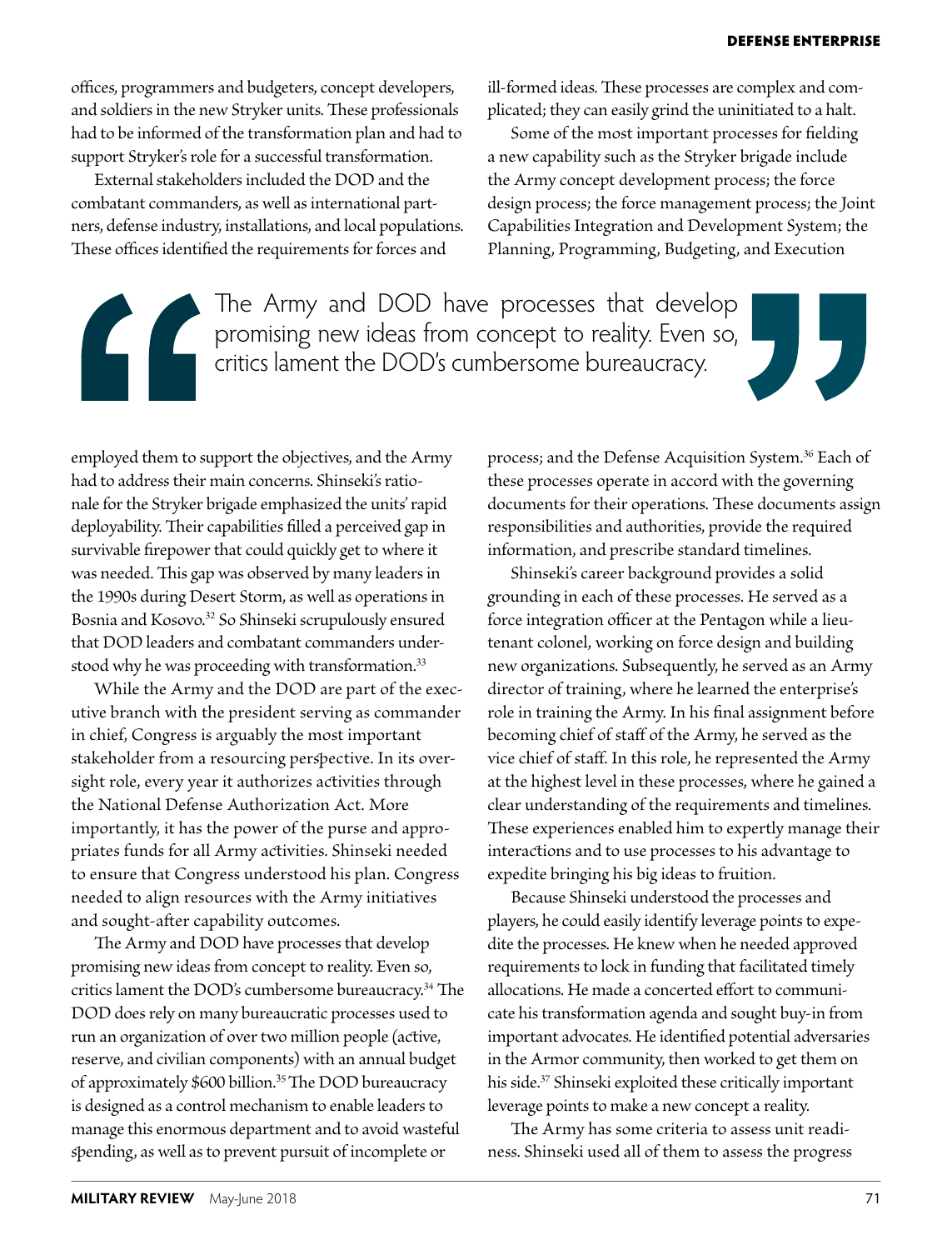offices, programmers and budgeters, concept developers, and soldiers in the new Stryker units. These professionals had to be informed of the transformation plan and had to support Stryker's role for a successful transformation.

External stakeholders included the DOD and the combatant commanders, as well as international partners, defense industry, installations, and local populations. These offices identified the requirements for forces and employed them to support the objectives, and the Army had to address their main concerns. Shinseki's rationale for the Stryker brigade emphasized the units' rapid deployability. Their capabilities filled a perceived gap in survivable firepower that could quickly get to where it was needed. This gap was observed by many leaders in the 1990s during Desert Storm, as well as operations in Bosnia and Kosovo.[32] So Shinseki scrupulously ensured that DOD leaders and combatant commanders understood why he was proceeding with transformation.[33]

While the Army and the DOD are part of the executive branch with the president serving as commander in chief, Congress is arguably the most important stakeholder from a resourcing perspective. In its oversight role, every year it authorizes activities through the National Defense Authorization Act. More importantly, it has the power of the purse and appropriates funds for all Army activities. Shinseki needed to ensure that Congress understood his plan. Congress needed to align resources with the Army initiatives and sought-after capability outcomes.

The Army and DOD have processes that develop promising new ideas from concept to reality. Even so, critics lament the DOD's cumbersome bureaucracy.[34] The DOD does rely on many bureaucratic processes used to run an organization of over two million people (active, reserve, and civilian components) with an annual budget of approximately $600 billion.[35] The DOD bureaucracy is designed as a control mechanism to enable leaders to manage this enormous department and to avoid wasteful spending, as well as to prevent pursuit of incomplete or ill-formed ideas. These processes are complex and complicated; they can easily grind the uninitiated to a halt.

> The Army and DOD have processes that develop promising new ideas from concept to reality. Even so, critics lament the DOD's cumbersome bureaucracy.

Some of the most important processes for fielding a new capability such as the Stryker brigade include the Army concept development process; the force design process; the force management process; the Joint Capabilities Integration and Development System; the Planning, Programming, Budgeting, and Execution process; and the Defense Acquisition System.[36] Each of these processes operate in accord with the governing documents for their operations. These documents assign responsibilities and authorities, provide the required information, and prescribe standard timelines.

Shinseki's career background provides a solid grounding in each of these processes. He served as a force integration officer at the Pentagon while a lieutenant colonel, working on force design and building new organizations. Subsequently, he served as an Army director of training, where he learned the enterprise's role in training the Army. In his final assignment before becoming chief of staff of the Army, he served as the vice chief of staff. In this role, he represented the Army at the highest level in these processes, where he gained a clear understanding of the requirements and timelines. These experiences enabled him to expertly manage their interactions and to use processes to his advantage to expedite bringing his big ideas to fruition.

Because Shinseki understood the processes and players, he could easily identify leverage points to expedite the processes. He knew when he needed approved requirements to lock in funding that facilitated timely allocations. He made a concerted effort to communicate his transformation agenda and sought buy-in from important advocates. He identified potential adversaries in the Armor community, then worked to get them on his side.[37] Shinseki exploited these critically important leverage points to make a new concept a reality.

The Army has some criteria to assess unit readiness. Shinseki used all of them to assess the progress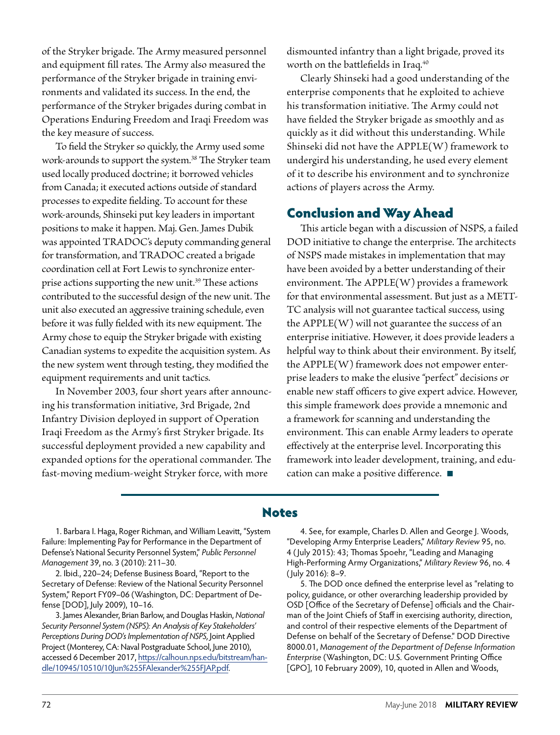of the Stryker brigade. The Army measured personnel and equipment fill rates. The Army also measured the performance of the Stryker brigade in training environments and validated its success. In the end, the performance of the Stryker brigades during combat in Operations Enduring Freedom and Iraqi Freedom was the key measure of success.

To field the Stryker so quickly, the Army used some work-arounds to support the system.[38] The Stryker team used locally produced doctrine; it borrowed vehicles from Canada; it executed actions outside of standard processes to expedite fielding. To account for these work-arounds, Shinseki put key leaders in important positions to make it happen. Maj. Gen. James Dubik was appointed TRADOC's deputy commanding general for transformation, and TRADOC created a brigade coordination cell at Fort Lewis to synchronize enterprise actions supporting the new unit.[39] These actions contributed to the successful design of the new unit. The unit also executed an aggressive training schedule, even before it was fully fielded with its new equipment. The Army chose to equip the Stryker brigade with existing Canadian systems to expedite the acquisition system. As the new system went through testing, they modified the equipment requirements and unit tactics.

In November 2003, four short years after announcing his transformation initiative, 3rd Brigade, 2nd Infantry Division deployed in support of Operation Iraqi Freedom as the Army's first Stryker brigade. Its successful deployment provided a new capability and expanded options for the operational commander. The fast-moving medium-weight Stryker force, with more dismounted infantry than a light brigade, proved its worth on the battlefields in Iraq.[40]

Clearly Shinseki had a good understanding of the enterprise components that he exploited to achieve his transformation initiative. The Army could not have fielded the Stryker brigade as smoothly and as quickly as it did without this understanding. While Shinseki did not have the APPLE(W) framework to undergird his understanding, he used every element of it to describe his environment and to synchronize actions of players across the Army.

## Conclusion and Way Ahead

This article began with a discussion of NSPS, a failed DOD initiative to change the enterprise. The architects of NSPS made mistakes in implementation that may have been avoided by a better understanding of their environment. The APPLE(W) provides a framework for that environmental assessment. But just as a METT-TC analysis will not guarantee tactical success, using the APPLE(W) will not guarantee the success of an enterprise initiative. However, it does provide leaders a helpful way to think about their environment. By itself, the APPLE(W) framework does not empower enterprise leaders to make the elusive "perfect" decisions or enable new staff officers to give expert advice. However, this simple framework does provide a mnemonic and a framework for scanning and understanding the environment. This can enable Army leaders to operate effectively at the enterprise level. Incorporating this framework into leader development, training, and education can make a positive difference. ■

## Notes

1. Barbara I. Haga, Roger Richman, and William Leavitt, "System Failure: Implementing Pay for Performance in the Department of Defense's National Security Personnel System," *Public Personnel Management* 39, no. 3 (2010): 211–30.

2. Ibid., 220–24; Defense Business Board, "Report to the Secretary of Defense: Review of the National Security Personnel System," Report FY09–06 (Washington, DC: Department of Defense [DOD], July 2009), 10–16.

3. James Alexander, Brian Barlow, and Douglas Haskin, *National Security Personnel System (NSPS): An Analysis of Key Stakeholders' Perceptions During DOD's Implementation of NSPS*, Joint Applied Project (Monterey, CA: Naval Postgraduate School, June 2010), accessed 6 December 2017, https://calhoun.nps.edu/bitstream/handle/10945/10510/10Jun%255FAlexander%255FJAP.pdf.

4. See, for example, Charles D. Allen and George J. Woods, "Developing Army Enterprise Leaders," *Military Review* 95, no. 4 (July 2015): 43; Thomas Spoehr, "Leading and Managing High-Performing Army Organizations," *Military Review* 96, no. 4 (July 2016): 8–9.

5. The DOD once defined the enterprise level as "relating to policy, guidance, or other overarching leadership provided by OSD [Office of the Secretary of Defense] officials and the Chairman of the Joint Chiefs of Staff in exercising authority, direction, and control of their respective elements of the Department of Defense on behalf of the Secretary of Defense." DOD Directive 8000.01, *Management of the Department of Defense Information Enterprise* (Washington, DC: U.S. Government Printing Office [GPO], 10 February 2009), 10, quoted in Allen and Woods,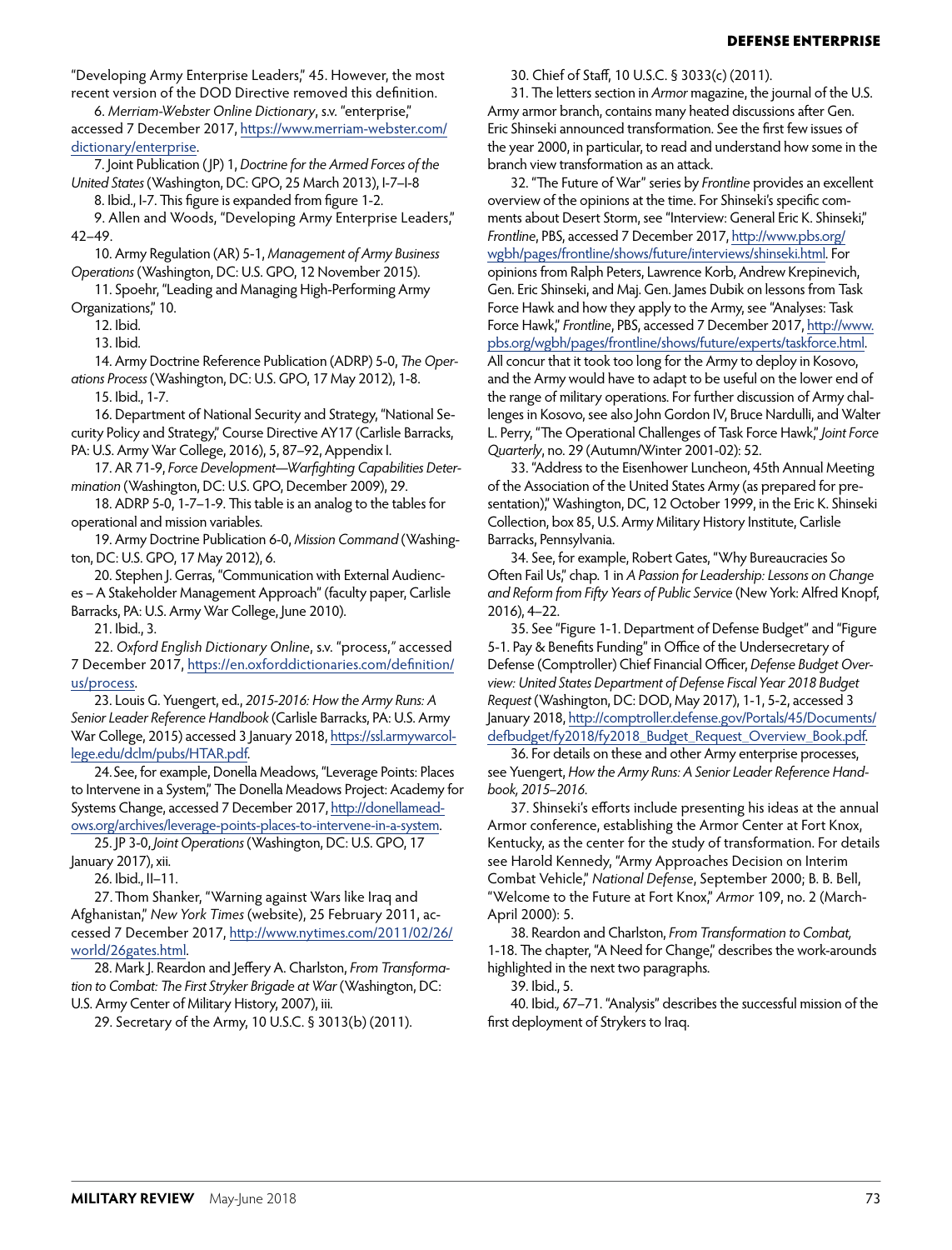"Developing Army Enterprise Leaders," 45. However, the most recent version of the DOD Directive removed this definition.

6. *Merriam-Webster Online Dictionary*, s.v. "enterprise," accessed 7 December 2017, https://www.merriam-webster.com/dictionary/enterprise.

7. Joint Publication (JP) 1, *Doctrine for the Armed Forces of the United States* (Washington, DC: GPO, 25 March 2013), I-7–I-8

8. Ibid., I-7. This figure is expanded from figure 1-2.

9. Allen and Woods, "Developing Army Enterprise Leaders," 42–49.

10. Army Regulation (AR) 5-1, *Management of Army Business Operations* (Washington, DC: U.S. GPO, 12 November 2015).

11. Spoehr, "Leading and Managing High-Performing Army Organizations," 10.

12. Ibid.

13. Ibid.

14. Army Doctrine Reference Publication (ADRP) 5-0, *The Operations Process* (Washington, DC: U.S. GPO, 17 May 2012), 1-8.

15. Ibid., 1-7.

16. Department of National Security and Strategy, "National Security Policy and Strategy," Course Directive AY17 (Carlisle Barracks, PA: U.S. Army War College, 2016), 5, 87–92, Appendix I.

17. AR 71-9, *Force Development—Warfighting Capabilities Determination* (Washington, DC: U.S. GPO, December 2009), 29.

18. ADRP 5-0, 1-7–1-9. This table is an analog to the tables for operational and mission variables.

19. Army Doctrine Publication 6-0, *Mission Command* (Washington, DC: U.S. GPO, 17 May 2012), 6.

20. Stephen J. Gerras, "Communication with External Audiences – A Stakeholder Management Approach" (faculty paper, Carlisle Barracks, PA: U.S. Army War College, June 2010).

21. Ibid., 3.

22. *Oxford English Dictionary Online*, s.v. "process," accessed 7 December 2017, https://en.oxforddictionaries.com/definition/us/process.

23. Louis G. Yuengert, ed., *2015-2016: How the Army Runs: A Senior Leader Reference Handbook* (Carlisle Barracks, PA: U.S. Army War College, 2015) accessed 3 January 2018, https://ssl.armywarcollege.edu/dclm/pubs/HTAR.pdf.

24. See, for example, Donella Meadows, "Leverage Points: Places to Intervene in a System," The Donella Meadows Project: Academy for Systems Change, accessed 7 December 2017, http://donellameadows.org/archives/leverage-points-places-to-intervene-in-a-system.

25. JP 3-0, *Joint Operations* (Washington, DC: U.S. GPO, 17 January 2017), xii.

26. Ibid., II–11.

27. Thom Shanker, "Warning against Wars like Iraq and Afghanistan," *New York Times* (website), 25 February 2011, accessed 7 December 2017, http://www.nytimes.com/2011/02/26/world/26gates.html.

28. Mark J. Reardon and Jeffery A. Charlston, *From Transformation to Combat: The First Stryker Brigade at War* (Washington, DC: U.S. Army Center of Military History, 2007), iii.

29. Secretary of the Army, 10 U.S.C. § 3013(b) (2011).

30. Chief of Staff, 10 U.S.C. § 3033(c) (2011).

31. The letters section in *Armor* magazine, the journal of the U.S. Army armor branch, contains many heated discussions after Gen. Eric Shinseki announced transformation. See the first few issues of the year 2000, in particular, to read and understand how some in the branch view transformation as an attack.

32. "The Future of War" series by *Frontline* provides an excellent overview of the opinions at the time. For Shinseki's specific comments about Desert Storm, see "Interview: General Eric K. Shinseki," *Frontline*, PBS, accessed 7 December 2017, http://www.pbs.org/wgbh/pages/frontline/shows/future/interviews/shinseki.html. For opinions from Ralph Peters, Lawrence Korb, Andrew Krepinevich, Gen. Eric Shinseki, and Maj. Gen. James Dubik on lessons from Task Force Hawk and how they apply to the Army, see "Analyses: Task Force Hawk," *Frontline*, PBS, accessed 7 December 2017, http://www.pbs.org/wgbh/pages/frontline/shows/future/experts/taskforce.html. All concur that it took too long for the Army to deploy in Kosovo, and the Army would have to adapt to be useful on the lower end of the range of military operations. For further discussion of Army challenges in Kosovo, see also John Gordon IV, Bruce Nardulli, and Walter L. Perry, "The Operational Challenges of Task Force Hawk," *Joint Force Quarterly*, no. 29 (Autumn/Winter 2001-02): 52.

33. "Address to the Eisenhower Luncheon, 45th Annual Meeting of the Association of the United States Army (as prepared for presentation)," Washington, DC, 12 October 1999, in the Eric K. Shinseki Collection, box 85, U.S. Army Military History Institute, Carlisle Barracks, Pennsylvania.

34. See, for example, Robert Gates, "Why Bureaucracies So Often Fail Us," chap. 1 in *A Passion for Leadership: Lessons on Change and Reform from Fifty Years of Public Service* (New York: Alfred Knopf, 2016), 4–22.

35. See "Figure 1-1. Department of Defense Budget" and "Figure 5-1. Pay & Benefits Funding" in Office of the Undersecretary of Defense (Comptroller) Chief Financial Officer, *Defense Budget Overview: United States Department of Defense Fiscal Year 2018 Budget Request* (Washington, DC: DOD, May 2017), 1-1, 5-2, accessed 3 January 2018, http://comptroller.defense.gov/Portals/45/Documents/defbudget/fy2018/fy2018_Budget_Request_Overview_Book.pdf.

36. For details on these and other Army enterprise processes, see Yuengert, *How the Army Runs: A Senior Leader Reference Handbook, 2015–2016.*

37. Shinseki's efforts include presenting his ideas at the annual Armor conference, establishing the Armor Center at Fort Knox, Kentucky, as the center for the study of transformation. For details see Harold Kennedy, "Army Approaches Decision on Interim Combat Vehicle," *National Defense*, September 2000; B. B. Bell, "Welcome to the Future at Fort Knox," *Armor* 109, no. 2 (March-April 2000): 5.

38. Reardon and Charlston, *From Transformation to Combat,* 1-18. The chapter, "A Need for Change," describes the work-arounds highlighted in the next two paragraphs.

39. Ibid., 5.

40. Ibid., 67–71. "Analysis" describes the successful mission of the first deployment of Strykers to Iraq.